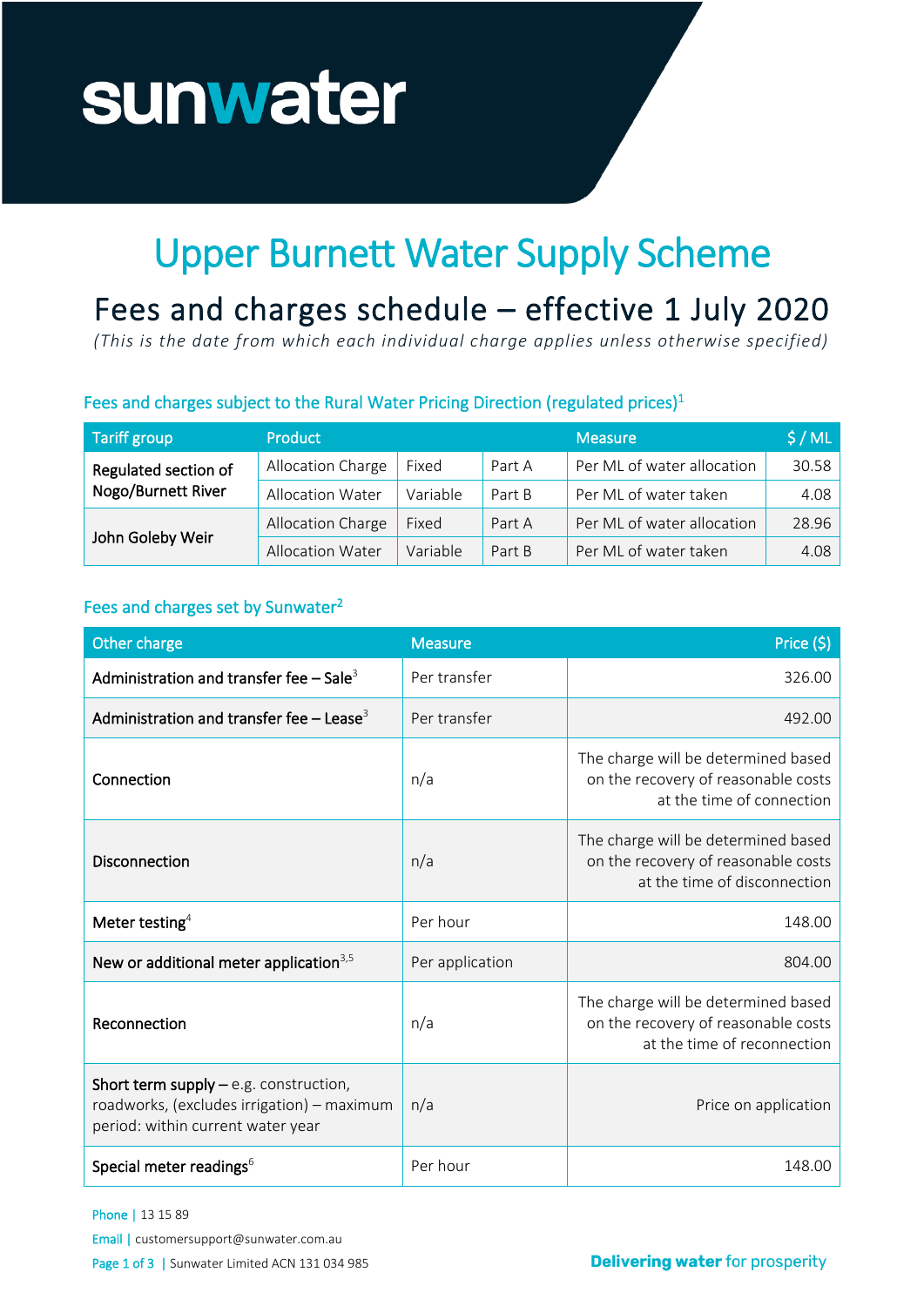# sunwater

# Upper Burnett Water Supply Scheme

## Fees and charges schedule – effective 1 July 2020

*(This is the date from which each individual charge applies unless otherwise specified)*

### Fees and charges subject to the Rural Water Pricing Direction (regulated prices)[1]

| Tariff group | Product | | | Measure | $ / ML |
|---|---|---|---|---|---|
| Regulated section of Nogo/Burnett River | Allocation Charge | Fixed | Part A | Per ML of water allocation | 30.58 |
| | Allocation Water | Variable | Part B | Per ML of water taken | 4.08 |
| John Goleby Weir | Allocation Charge | Fixed | Part A | Per ML of water allocation | 28.96 |
| | Allocation Water | Variable | Part B | Per ML of water taken | 4.08 |

### Fees and charges set by Sunwater[2]

| Other charge | Measure | Price ($) |
|---|---|---|
| Administration and transfer fee – Sale[3] | Per transfer | 326.00 |
| Administration and transfer fee – Lease[3] | Per transfer | 492.00 |
| Connection | n/a | The charge will be determined based on the recovery of reasonable costs at the time of connection |
| Disconnection | n/a | The charge will be determined based on the recovery of reasonable costs at the time of disconnection |
| Meter testing[4] | Per hour | 148.00 |
| New or additional meter application[3,5] | Per application | 804.00 |
| Reconnection | n/a | The charge will be determined based on the recovery of reasonable costs at the time of reconnection |
| Short term supply – e.g. construction, roadworks, (excludes irrigation) – maximum period: within current water year | n/a | Price on application |
| Special meter readings[6] | Per hour | 148.00 |

Phone | 13 15 89

Email | customersupport@sunwater.com.au

Sunwater Limited ACN 131 034 985

**Delivering water** for prosperity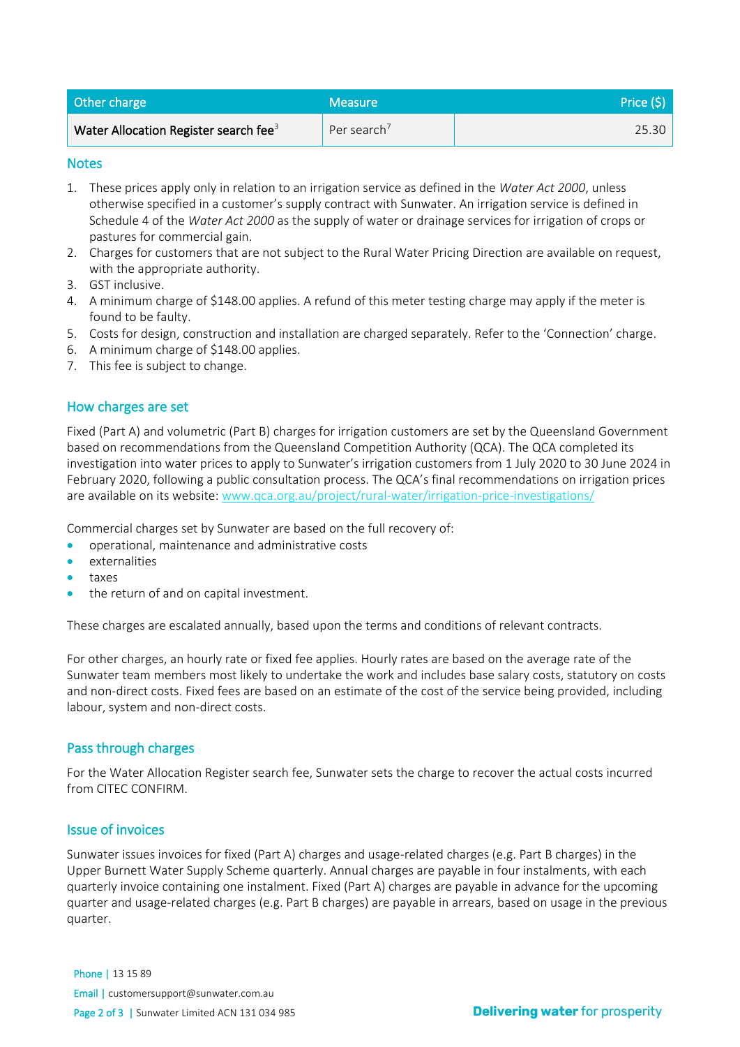| Other charge | Measure | Price ($) |
| --- | --- | --- |
| Water Allocation Register search fee[3] | Per search[7] | 25.30 |

## Notes

1. These prices apply only in relation to an irrigation service as defined in the *Water Act 2000*, unless otherwise specified in a customer's supply contract with Sunwater. An irrigation service is defined in Schedule 4 of the *Water Act 2000* as the supply of water or drainage services for irrigation of crops or pastures for commercial gain.
2. Charges for customers that are not subject to the Rural Water Pricing Direction are available on request, with the appropriate authority.
3. GST inclusive.
4. A minimum charge of $148.00 applies. A refund of this meter testing charge may apply if the meter is found to be faulty.
5. Costs for design, construction and installation are charged separately. Refer to the 'Connection' charge.
6. A minimum charge of $148.00 applies.
7. This fee is subject to change.

## How charges are set

Fixed (Part A) and volumetric (Part B) charges for irrigation customers are set by the Queensland Government based on recommendations from the Queensland Competition Authority (QCA). The QCA completed its investigation into water prices to apply to Sunwater's irrigation customers from 1 July 2020 to 30 June 2024 in February 2020, following a public consultation process. The QCA's final recommendations on irrigation prices are available on its website: www.qca.org.au/project/rural-water/irrigation-price-investigations/

Commercial charges set by Sunwater are based on the full recovery of:

- operational, maintenance and administrative costs
- externalities
- taxes
- the return of and on capital investment.

These charges are escalated annually, based upon the terms and conditions of relevant contracts.

For other charges, an hourly rate or fixed fee applies. Hourly rates are based on the average rate of the Sunwater team members most likely to undertake the work and includes base salary costs, statutory on costs and non-direct costs. Fixed fees are based on an estimate of the cost of the service being provided, including labour, system and non-direct costs.

## Pass through charges

For the Water Allocation Register search fee, Sunwater sets the charge to recover the actual costs incurred from CITEC CONFIRM.

## Issue of invoices

Sunwater issues invoices for fixed (Part A) charges and usage-related charges (e.g. Part B charges) in the Upper Burnett Water Supply Scheme quarterly. Annual charges are payable in four instalments, with each quarterly invoice containing one instalment. Fixed (Part A) charges are payable in advance for the upcoming quarter and usage-related charges (e.g. Part B charges) are payable in arrears, based on usage in the previous quarter.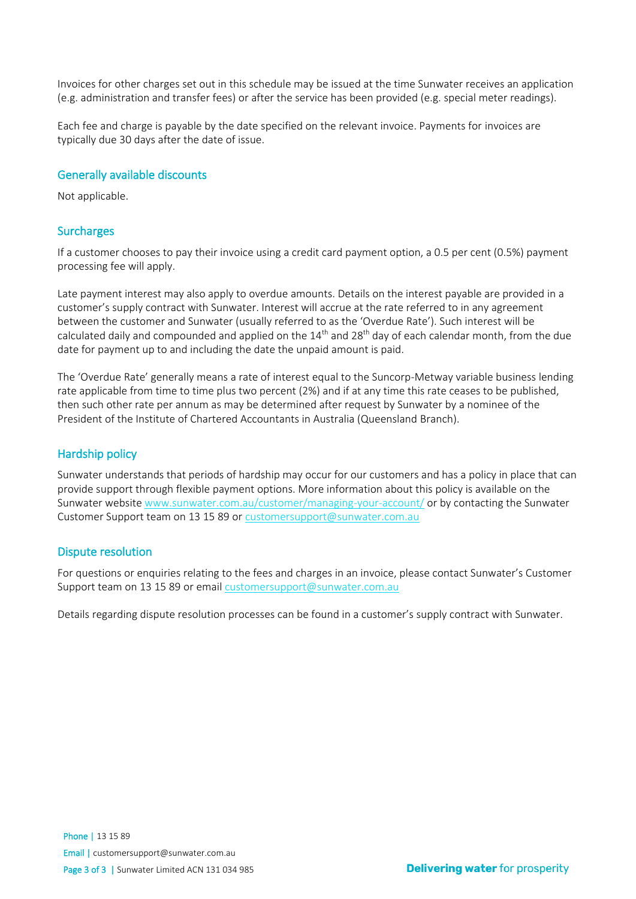Invoices for other charges set out in this schedule may be issued at the time Sunwater receives an application (e.g. administration and transfer fees) or after the service has been provided (e.g. special meter readings).

Each fee and charge is payable by the date specified on the relevant invoice. Payments for invoices are typically due 30 days after the date of issue.

## Generally available discounts

Not applicable.

## Surcharges

If a customer chooses to pay their invoice using a credit card payment option, a 0.5 per cent (0.5%) payment processing fee will apply.

Late payment interest may also apply to overdue amounts. Details on the interest payable are provided in a customer's supply contract with Sunwater. Interest will accrue at the rate referred to in any agreement between the customer and Sunwater (usually referred to as the 'Overdue Rate'). Such interest will be calculated daily and compounded and applied on the 14th and 28th day of each calendar month, from the due date for payment up to and including the date the unpaid amount is paid.

The 'Overdue Rate' generally means a rate of interest equal to the Suncorp-Metway variable business lending rate applicable from time to time plus two percent (2%) and if at any time this rate ceases to be published, then such other rate per annum as may be determined after request by Sunwater by a nominee of the President of the Institute of Chartered Accountants in Australia (Queensland Branch).

## Hardship policy

Sunwater understands that periods of hardship may occur for our customers and has a policy in place that can provide support through flexible payment options. More information about this policy is available on the Sunwater website www.sunwater.com.au/customer/managing-your-account/ or by contacting the Sunwater Customer Support team on 13 15 89 or customersupport@sunwater.com.au

## Dispute resolution

For questions or enquiries relating to the fees and charges in an invoice, please contact Sunwater's Customer Support team on 13 15 89 or email customersupport@sunwater.com.au

Details regarding dispute resolution processes can be found in a customer's supply contract with Sunwater.